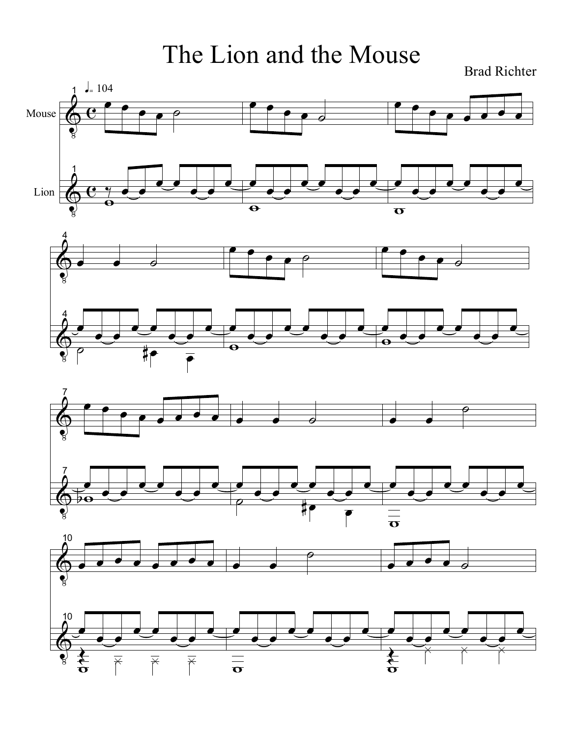# The Lion and the Mouse

Brad Richter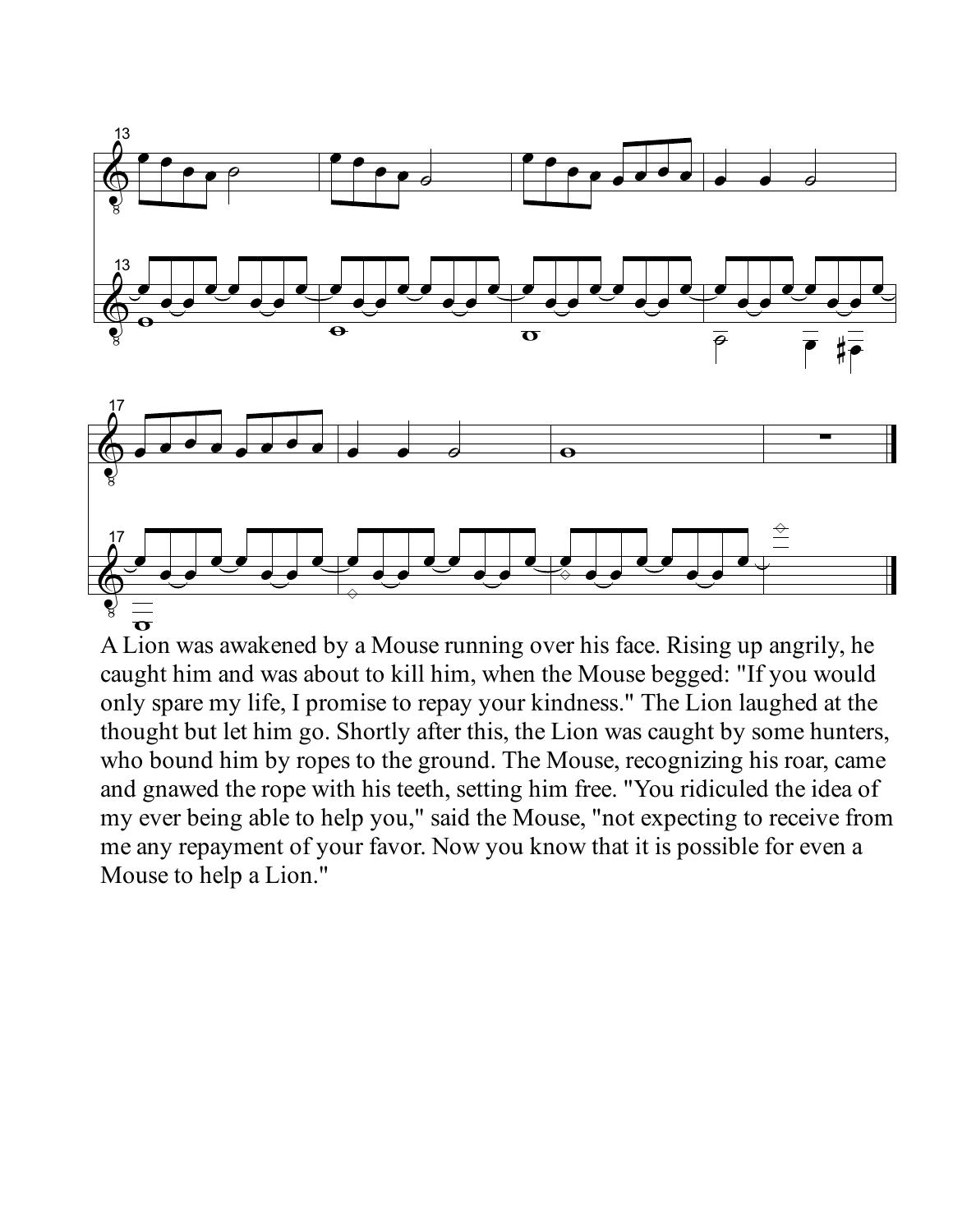A Lion was awakened by a Mouse running over his face. Rising up angrily, he caught him and was about to kill him, when the Mouse begged: "If you would only spare my life, I promise to repay your kindness." The Lion laughed at the thought but let him go. Shortly after this, the Lion was caught by some hunters, who bound him by ropes to the ground. The Mouse, recognizing his roar, came and gnawed the rope with his teeth, setting him free. "You ridiculed the idea of my ever being able to help you," said the Mouse, "not expecting to receive from me any repayment of your favor. Now you know that it is possible for even a Mouse to help a Lion."